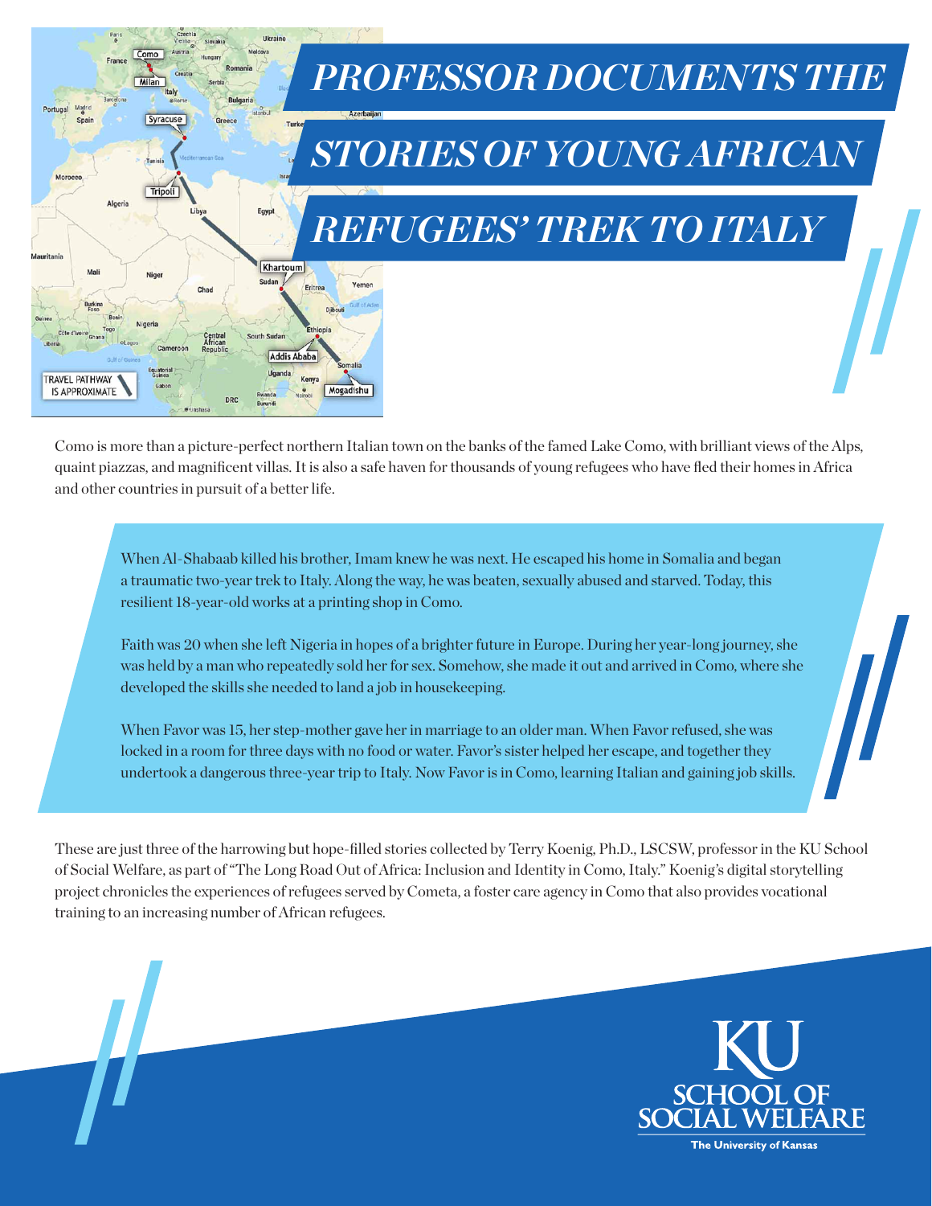# PROFESSOR DOCUMENTS THE STORIES OF YOUNG AFRICAN REFUGEES' TREK TO ITALY

Como is more than a picture-perfect northern Italian town on the banks of the famed Lake Como, with brilliant views of the Alps, quaint piazzas, and magnificent villas. It is also a safe haven for thousands of young refugees who have fled their homes in Africa and other countries in pursuit of a better life.

When Al-Shabaab killed his brother, Imam knew he was next. He escaped his home in Somalia and began a traumatic two-year trek to Italy. Along the way, he was beaten, sexually abused and starved. Today, this resilient 18-year-old works at a printing shop in Como.

Faith was 20 when she left Nigeria in hopes of a brighter future in Europe. During her year-long journey, she was held by a man who repeatedly sold her for sex. Somehow, she made it out and arrived in Como, where she developed the skills she needed to land a job in housekeeping.

When Favor was 15, her step-mother gave her in marriage to an older man. When Favor refused, she was locked in a room for three days with no food or water. Favor's sister helped her escape, and together they undertook a dangerous three-year trip to Italy. Now Favor is in Como, learning Italian and gaining job skills.

These are just three of the harrowing but hope-filled stories collected by Terry Koenig, Ph.D., LSCSW, professor in the KU School of Social Welfare, as part of "The Long Road Out of Africa: Inclusion and Identity in Como, Italy." Koenig's digital storytelling project chronicles the experiences of refugees served by Cometa, a foster care agency in Como that also provides vocational training to an increasing number of African refugees.

KU SCHOOL OF SOCIAL WELFARE
The University of Kansas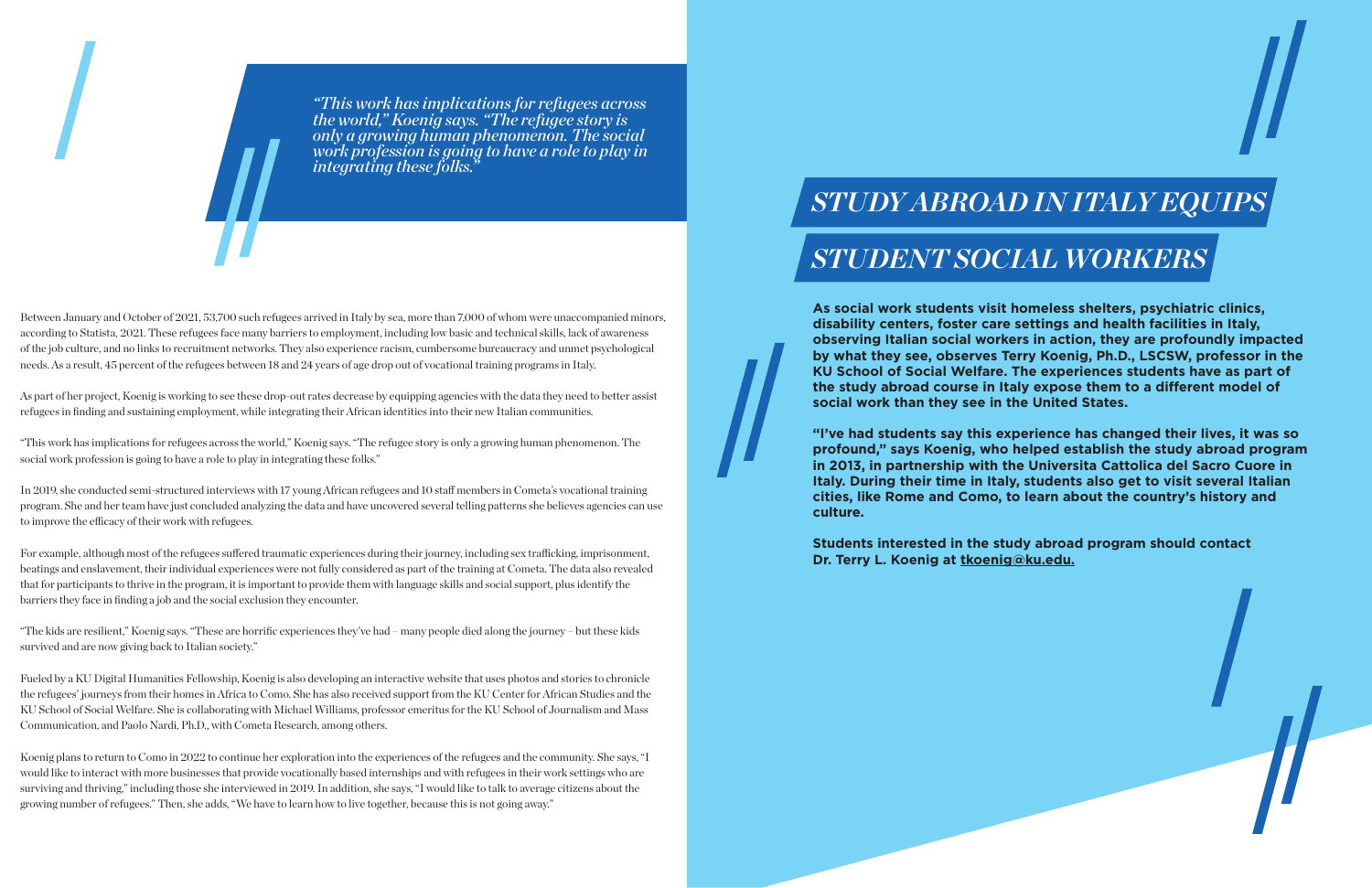> *"This work has implications for refugees across the world," Koenig says. "The refugee story is only a growing human phenomenon. The social work profession is going to have a role to play in integrating these folks."*

Between January and October of 2021, 53,700 such refugees arrived in Italy by sea, more than 7,000 of whom were unaccompanied minors, according to Statista, 2021. These refugees face many barriers to employment, including low basic and technical skills, lack of awareness of the job culture, and no links to recruitment networks. They also experience racism, cumbersome bureaucracy and unmet psychological needs. As a result, 45 percent of the refugees between 18 and 24 years of age drop out of vocational training programs in Italy.

As part of her project, Koenig is working to see these drop-out rates decrease by equipping agencies with the data they need to better assist refugees in finding and sustaining employment, while integrating their African identities into their new Italian communities.

"This work has implications for refugees across the world," Koenig says. "The refugee story is only a growing human phenomenon. The social work profession is going to have a role to play in integrating these folks."

In 2019, she conducted semi-structured interviews with 17 young African refugees and 10 staff members in Cometa's vocational training program. She and her team have just concluded analyzing the data and have uncovered several telling patterns she believes agencies can use to improve the efficacy of their work with refugees.

For example, although most of the refugees suffered traumatic experiences during their journey, including sex trafficking, imprisonment, beatings and enslavement, their individual experiences were not fully considered as part of the training at Cometa. The data also revealed that for participants to thrive in the program, it is important to provide them with language skills and social support, plus identify the barriers they face in finding a job and the social exclusion they encounter.

"The kids are resilient," Koenig says. "These are horrific experiences they've had – many people died along the journey – but these kids survived and are now giving back to Italian society."

Fueled by a KU Digital Humanities Fellowship, Koenig is also developing an interactive website that uses photos and stories to chronicle the refugees' journeys from their homes in Africa to Como. She has also received support from the KU Center for African Studies and the KU School of Social Welfare. She is collaborating with Michael Williams, professor emeritus for the KU School of Journalism and Mass Communication, and Paolo Nardi, Ph.D., with Cometa Research, among others.

Koenig plans to return to Como in 2022 to continue her exploration into the experiences of the refugees and the community. She says, "I would like to interact with more businesses that provide vocationally based internships and with refugees in their work settings who are surviving and thriving," including those she interviewed in 2019. In addition, she says, "I would like to talk to average citizens about the growing number of refugees." Then, she adds, "We have to learn how to live together, because this is not going away."

# *STUDY ABROAD IN ITALY EQUIPS STUDENT SOCIAL WORKERS*

**As social work students visit homeless shelters, psychiatric clinics, disability centers, foster care settings and health facilities in Italy, observing Italian social workers in action, they are profoundly impacted by what they see, observes Terry Koenig, Ph.D., LSCSW, professor in the KU School of Social Welfare. The experiences students have as part of the study abroad course in Italy expose them to a different model of social work than they see in the United States.**

**"I've had students say this experience has changed their lives, it was so profound," says Koenig, who helped establish the study abroad program in 2013, in partnership with the Universita Cattolica del Sacro Cuore in Italy. During their time in Italy, students also get to visit several Italian cities, like Rome and Como, to learn about the country's history and culture.**

**Students interested in the study abroad program should contact Dr. Terry L. Koenig at tkoenig@ku.edu.**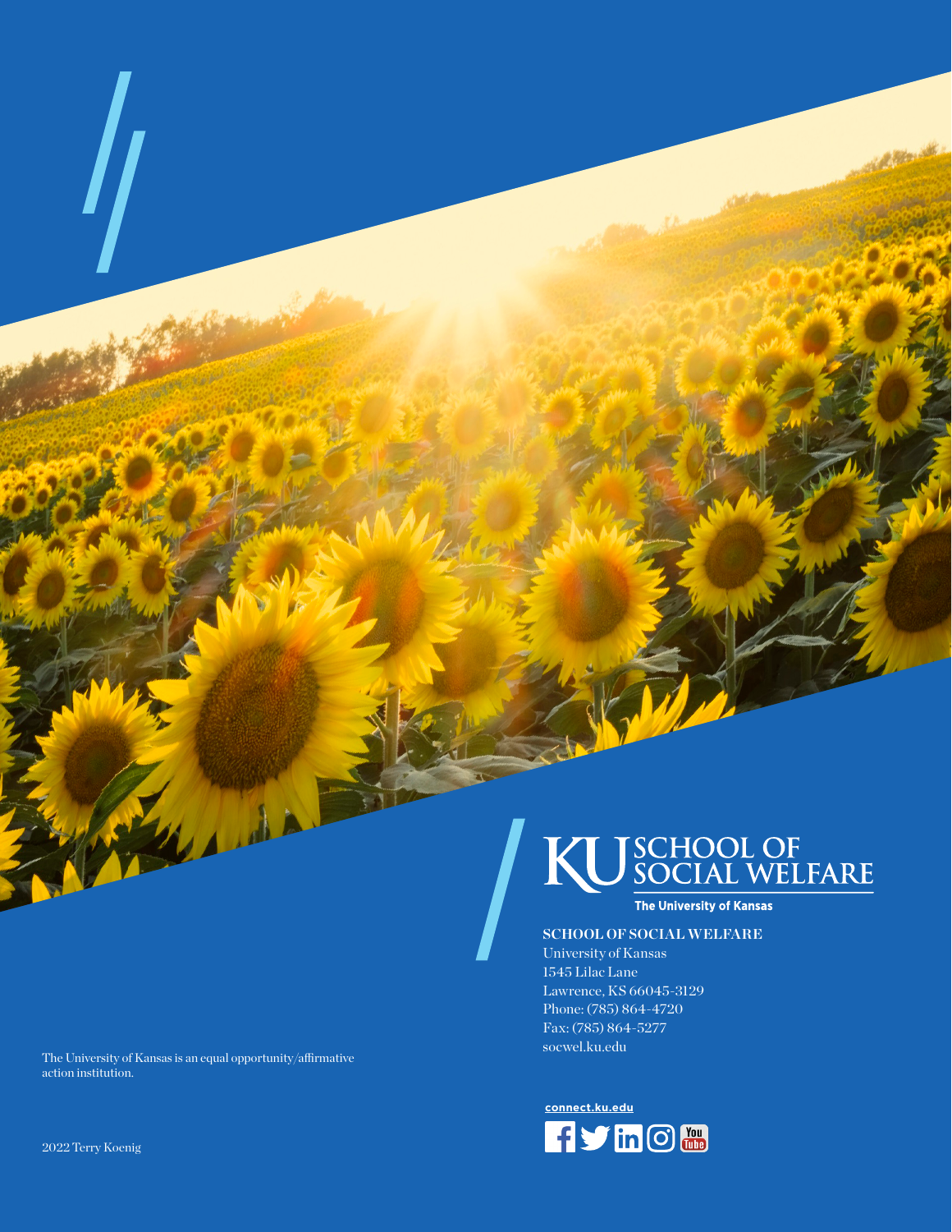KU SCHOOL OF SOCIAL WELFARE

The University of Kansas

**SCHOOL OF SOCIAL WELFARE**
University of Kansas
1545 Lilac Lane
Lawrence, KS 66045-3129
Phone: (785) 864-4720
Fax: (785) 864-5277
socwel.ku.edu

The University of Kansas is an equal opportunity/affirmative action institution.

**connect.ku.edu**

2022 Terry Koenig